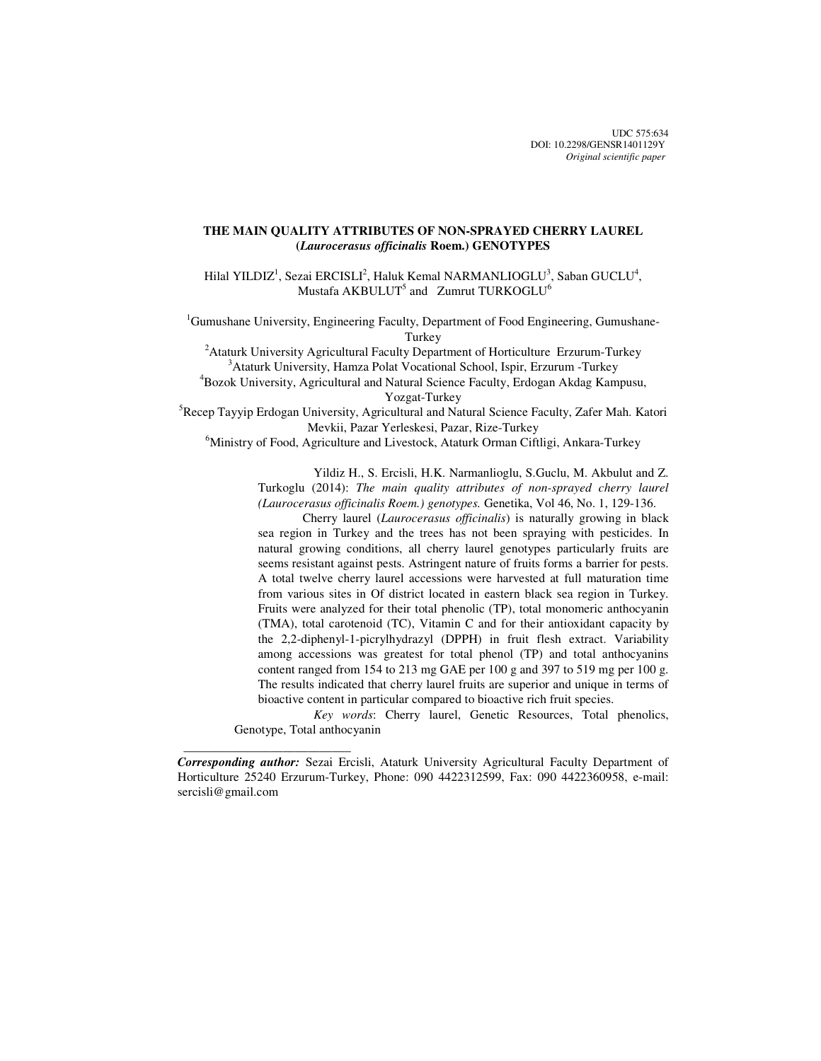UDC 575:634
DOI: 10.2298/GENSR1401129Y
*Original scientific paper*

# THE MAIN QUALITY ATTRIBUTES OF NON-SPRAYED CHERRY LAUREL (*Laurocerasus officinalis* Roem.) GENOTYPES

Hilal YILDIZ[1], Sezai ERCISLI[2], Haluk Kemal NARMANLIOGLU[3], Saban GUCLU[4], Mustafa AKBULUT[5] and Zumrut TURKOGLU[6]

[1]Gumushane University, Engineering Faculty, Department of Food Engineering, Gumushane-Turkey
[2]Ataturk University Agricultural Faculty Department of Horticulture Erzurum-Turkey
[3]Ataturk University, Hamza Polat Vocational School, Ispir, Erzurum -Turkey
[4]Bozok University, Agricultural and Natural Science Faculty, Erdogan Akdag Kampusu, Yozgat-Turkey
[5]Recep Tayyip Erdogan University, Agricultural and Natural Science Faculty, Zafer Mah. Katori Mevkii, Pazar Yerleskesi, Pazar, Rize-Turkey
[6]Ministry of Food, Agriculture and Livestock, Ataturk Orman Ciftligi, Ankara-Turkey

Yildiz H., S. Ercisli, H.K. Narmanlioglu, S.Guclu, M. Akbulut and Z. Turkoglu (2014): *The main quality attributes of non-sprayed cherry laurel (Laurocerasus officinalis Roem.) genotypes.* Genetika, Vol 46, No. 1, 129-136.

Cherry laurel (*Laurocerasus officinalis*) is naturally growing in black sea region in Turkey and the trees has not been spraying with pesticides. In natural growing conditions, all cherry laurel genotypes particularly fruits are seems resistant against pests. Astringent nature of fruits forms a barrier for pests. A total twelve cherry laurel accessions were harvested at full maturation time from various sites in Of district located in eastern black sea region in Turkey. Fruits were analyzed for their total phenolic (TP), total monomeric anthocyanin (TMA), total carotenoid (TC), Vitamin C and for their antioxidant capacity by the 2,2-diphenyl-1-picrylhydrazyl (DPPH) in fruit flesh extract. Variability among accessions was greatest for total phenol (TP) and total anthocyanins content ranged from 154 to 213 mg GAE per 100 g and 397 to 519 mg per 100 g. The results indicated that cherry laurel fruits are superior and unique in terms of bioactive content in particular compared to bioactive rich fruit species.

*Key words*: Cherry laurel, Genetic Resources, Total phenolics, Genotype, Total anthocyanin

---

***Corresponding author:*** Sezai Ercisli, Ataturk University Agricultural Faculty Department of Horticulture 25240 Erzurum-Turkey, Phone: 090 4422312599, Fax: 090 4422360958, e-mail: sercisli@gmail.com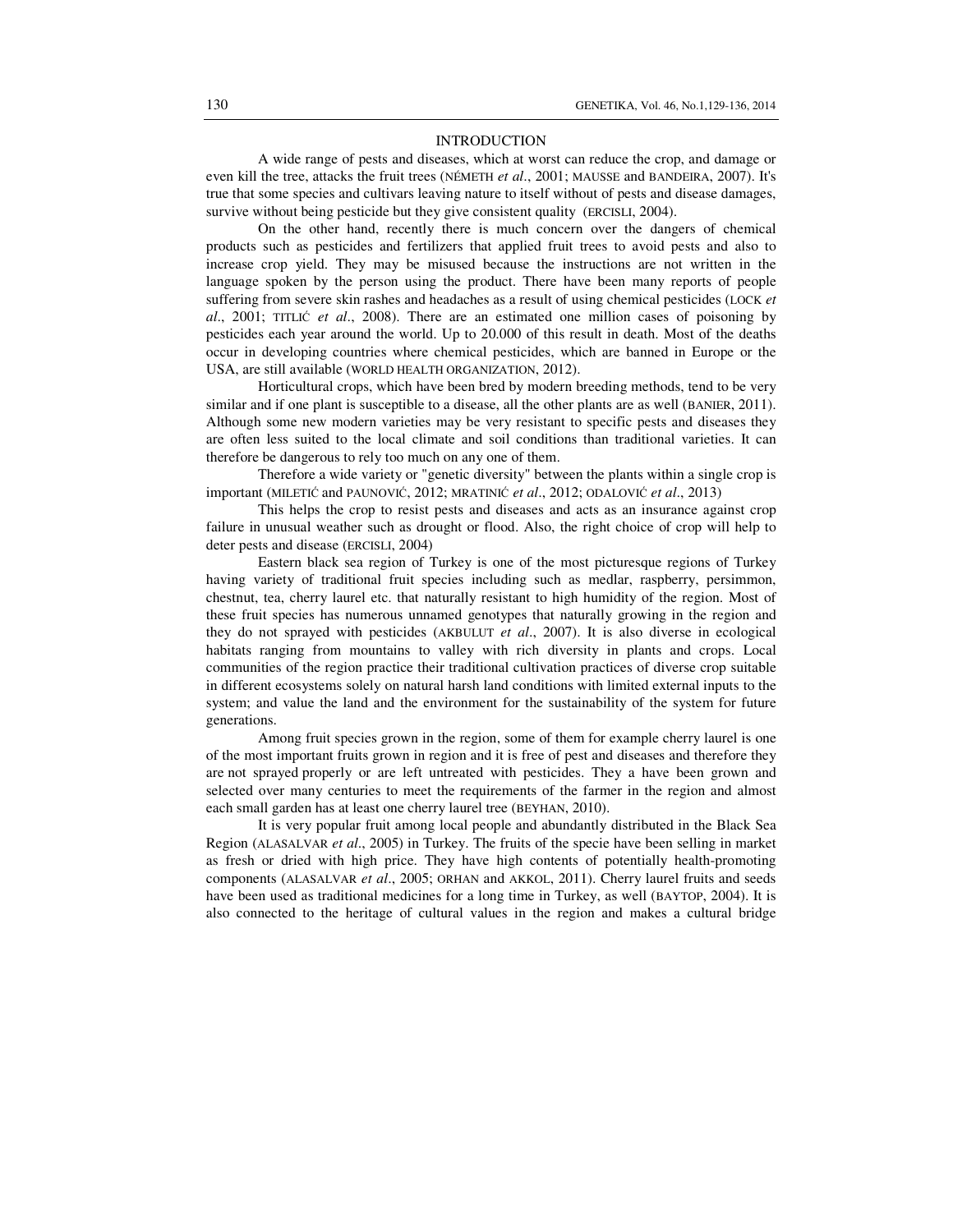## INTRODUCTION

A wide range of pests and diseases, which at worst can reduce the crop, and damage or even kill the tree, attacks the fruit trees (NÉMETH *et al*., 2001; MAUSSE and BANDEIRA, 2007). It's true that some species and cultivars leaving nature to itself without of pests and disease damages, survive without being pesticide but they give consistent quality (ERCISLI, 2004).

On the other hand, recently there is much concern over the dangers of chemical products such as pesticides and fertilizers that applied fruit trees to avoid pests and also to increase crop yield. They may be misused because the instructions are not written in the language spoken by the person using the product. There have been many reports of people suffering from severe skin rashes and headaches as a result of using chemical pesticides (LOCK *et al*., 2001; TITLIĆ *et al*., 2008). There are an estimated one million cases of poisoning by pesticides each year around the world. Up to 20.000 of this result in death. Most of the deaths occur in developing countries where chemical pesticides, which are banned in Europe or the USA, are still available (WORLD HEALTH ORGANIZATION, 2012).

Horticultural crops, which have been bred by modern breeding methods, tend to be very similar and if one plant is susceptible to a disease, all the other plants are as well (BANIER, 2011). Although some new modern varieties may be very resistant to specific pests and diseases they are often less suited to the local climate and soil conditions than traditional varieties. It can therefore be dangerous to rely too much on any one of them.

Therefore a wide variety or "genetic diversity" between the plants within a single crop is important (MILETIĆ and PAUNOVIĆ, 2012; MRATINIĆ *et al*., 2012; ODALOVIĆ *et al*., 2013)

This helps the crop to resist pests and diseases and acts as an insurance against crop failure in unusual weather such as drought or flood. Also, the right choice of crop will help to deter pests and disease (ERCISLI, 2004)

Eastern black sea region of Turkey is one of the most picturesque regions of Turkey having variety of traditional fruit species including such as medlar, raspberry, persimmon, chestnut, tea, cherry laurel etc. that naturally resistant to high humidity of the region. Most of these fruit species has numerous unnamed genotypes that naturally growing in the region and they do not sprayed with pesticides (AKBULUT *et al*., 2007). It is also diverse in ecological habitats ranging from mountains to valley with rich diversity in plants and crops. Local communities of the region practice their traditional cultivation practices of diverse crop suitable in different ecosystems solely on natural harsh land conditions with limited external inputs to the system; and value the land and the environment for the sustainability of the system for future generations.

Among fruit species grown in the region, some of them for example cherry laurel is one of the most important fruits grown in region and it is free of pest and diseases and therefore they are not sprayed properly or are left untreated with pesticides. They a have been grown and selected over many centuries to meet the requirements of the farmer in the region and almost each small garden has at least one cherry laurel tree (BEYHAN, 2010).

It is very popular fruit among local people and abundantly distributed in the Black Sea Region (ALASALVAR *et al*., 2005) in Turkey. The fruits of the specie have been selling in market as fresh or dried with high price. They have high contents of potentially health-promoting components (ALASALVAR *et al*., 2005; ORHAN and AKKOL, 2011). Cherry laurel fruits and seeds have been used as traditional medicines for a long time in Turkey, as well (BAYTOP, 2004). It is also connected to the heritage of cultural values in the region and makes a cultural bridge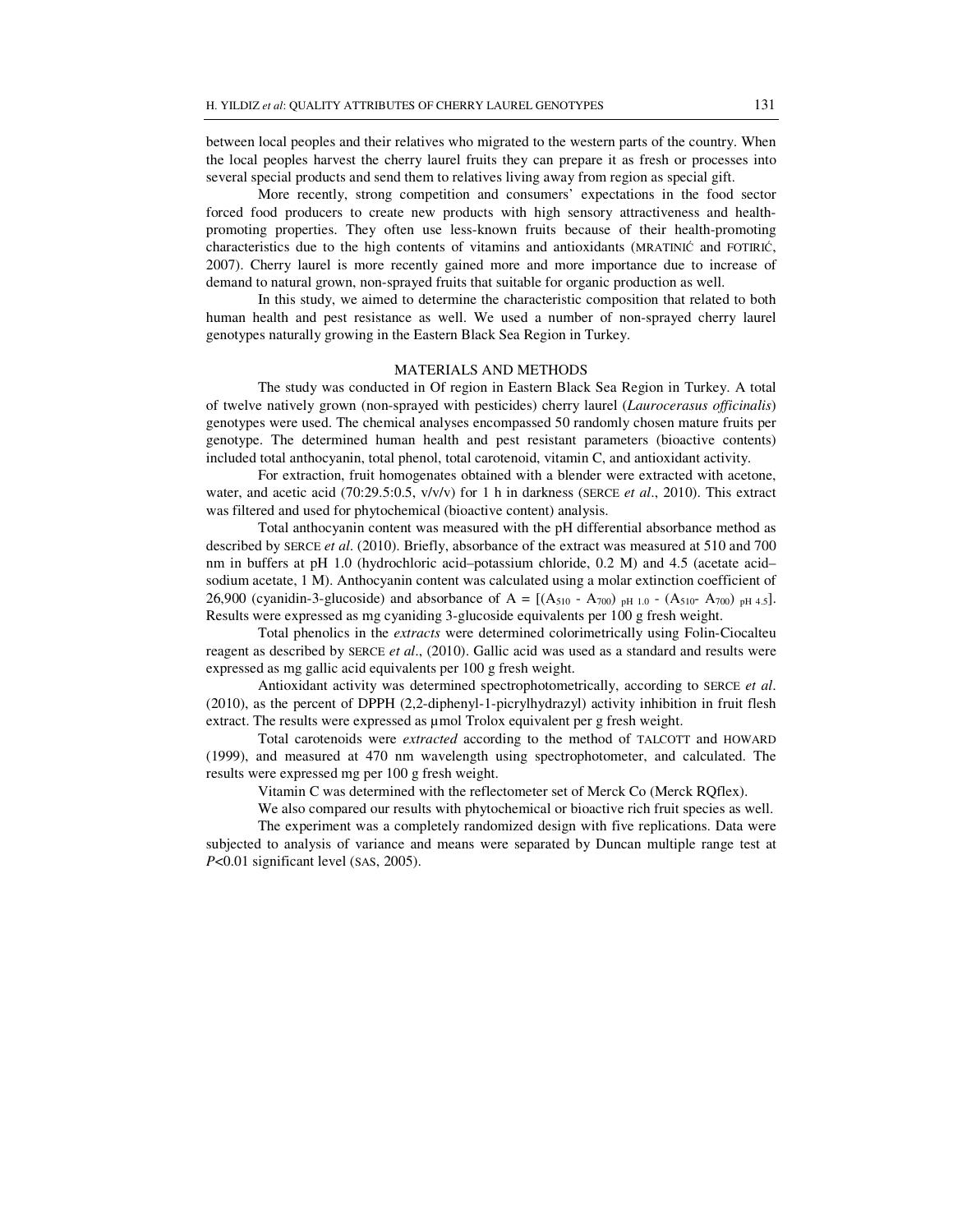between local peoples and their relatives who migrated to the western parts of the country. When the local peoples harvest the cherry laurel fruits they can prepare it as fresh or processes into several special products and send them to relatives living away from region as special gift.

More recently, strong competition and consumers' expectations in the food sector forced food producers to create new products with high sensory attractiveness and health-promoting properties. They often use less-known fruits because of their health-promoting characteristics due to the high contents of vitamins and antioxidants (MRATINIĆ and FOTIRIĆ, 2007). Cherry laurel is more recently gained more and more importance due to increase of demand to natural grown, non-sprayed fruits that suitable for organic production as well.

In this study, we aimed to determine the characteristic composition that related to both human health and pest resistance as well. We used a number of non-sprayed cherry laurel genotypes naturally growing in the Eastern Black Sea Region in Turkey.

## MATERIALS AND METHODS

The study was conducted in Of region in Eastern Black Sea Region in Turkey. A total of twelve natively grown (non-sprayed with pesticides) cherry laurel (*Laurocerasus officinalis*) genotypes were used. The chemical analyses encompassed 50 randomly chosen mature fruits per genotype. The determined human health and pest resistant parameters (bioactive contents) included total anthocyanin, total phenol, total carotenoid, vitamin C, and antioxidant activity.

For extraction, fruit homogenates obtained with a blender were extracted with acetone, water, and acetic acid (70:29.5:0.5, v/v/v) for 1 h in darkness (SERCE *et al*., 2010). This extract was filtered and used for phytochemical (bioactive content) analysis.

Total anthocyanin content was measured with the pH differential absorbance method as described by SERCE *et al*. (2010). Briefly, absorbance of the extract was measured at 510 and 700 nm in buffers at pH 1.0 (hydrochloric acid–potassium chloride, 0.2 M) and 4.5 (acetate acid–sodium acetate, 1 M). Anthocyanin content was calculated using a molar extinction coefficient of 26,900 (cyanidin-3-glucoside) and absorbance of $A = [(A_{510} - A_{700})_{pH\ 1.0} - (A_{510} - A_{700})_{pH\ 4.5}]$. Results were expressed as mg cyaniding 3-glucoside equivalents per 100 g fresh weight.

Total phenolics in the *extracts* were determined colorimetrically using Folin-Ciocalteu reagent as described by SERCE *et al*., (2010). Gallic acid was used as a standard and results were expressed as mg gallic acid equivalents per 100 g fresh weight.

Antioxidant activity was determined spectrophotometrically, according to SERCE *et al*. (2010), as the percent of DPPH (2,2-diphenyl-1-picrylhydrazyl) activity inhibition in fruit flesh extract. The results were expressed as µmol Trolox equivalent per g fresh weight.

Total carotenoids were *extracted* according to the method of TALCOTT and HOWARD (1999), and measured at 470 nm wavelength using spectrophotometer, and calculated. The results were expressed mg per 100 g fresh weight.

Vitamin C was determined with the reflectometer set of Merck Co (Merck RQflex).

We also compared our results with phytochemical or bioactive rich fruit species as well.

The experiment was a completely randomized design with five replications. Data were subjected to analysis of variance and means were separated by Duncan multiple range test at $P<0.01$ significant level (SAS, 2005).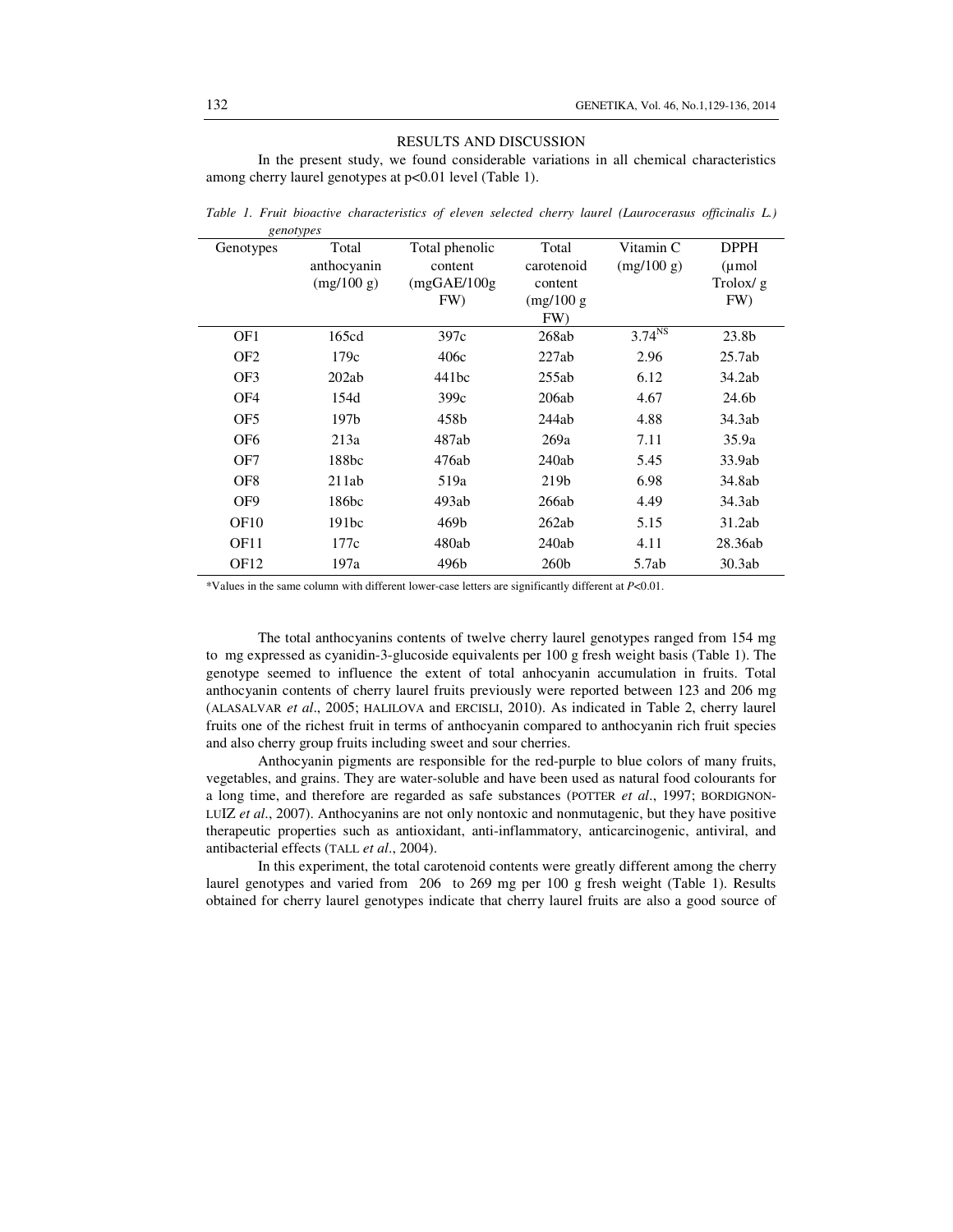## RESULTS AND DISCUSSION

In the present study, we found considerable variations in all chemical characteristics among cherry laurel genotypes at p<0.01 level (Table 1).

*Table 1. Fruit bioactive characteristics of eleven selected cherry laurel (Laurocerasus officinalis L.) genotypes*

| Genotypes | Total anthocyanin (mg/100 g) | Total phenolic content (mgGAE/100g FW) | Total carotenoid content (mg/100 g FW) | Vitamin C (mg/100 g) | DPPH (µmol Trolox/ g FW) |
|---|---|---|---|---|---|
| OF1 | 165cd | 397c | 268ab | 3.74$^{NS}$ | 23.8b |
| OF2 | 179c | 406c | 227ab | 2.96 | 25.7ab |
| OF3 | 202ab | 441bc | 255ab | 6.12 | 34.2ab |
| OF4 | 154d | 399c | 206ab | 4.67 | 24.6b |
| OF5 | 197b | 458b | 244ab | 4.88 | 34.3ab |
| OF6 | 213a | 487ab | 269a | 7.11 | 35.9a |
| OF7 | 188bc | 476ab | 240ab | 5.45 | 33.9ab |
| OF8 | 211ab | 519a | 219b | 6.98 | 34.8ab |
| OF9 | 186bc | 493ab | 266ab | 4.49 | 34.3ab |
| OF10 | 191bc | 469b | 262ab | 5.15 | 31.2ab |
| OF11 | 177c | 480ab | 240ab | 4.11 | 28.36ab |
| OF12 | 197a | 496b | 260b | 5.7ab | 30.3ab |

*Values in the same column with different lower-case letters are significantly different at *P*<0.01.

The total anthocyanins contents of twelve cherry laurel genotypes ranged from 154 mg to mg expressed as cyanidin-3-glucoside equivalents per 100 g fresh weight basis (Table 1). The genotype seemed to influence the extent of total anhocyanin accumulation in fruits. Total anthocyanin contents of cherry laurel fruits previously were reported between 123 and 206 mg (ALASALVAR *et al*., 2005; HALILOVA and ERCISLI, 2010). As indicated in Table 2, cherry laurel fruits one of the richest fruit in terms of anthocyanin compared to anthocyanin rich fruit species and also cherry group fruits including sweet and sour cherries.

Anthocyanin pigments are responsible for the red-purple to blue colors of many fruits, vegetables, and grains. They are water-soluble and have been used as natural food colourants for a long time, and therefore are regarded as safe substances (POTTER *et al*., 1997; BORDIGNON-LUIZ *et al*., 2007). Anthocyanins are not only nontoxic and nonmutagenic, but they have positive therapeutic properties such as antioxidant, anti-inflammatory, anticarcinogenic, antiviral, and antibacterial effects (TALL *et al*., 2004).

In this experiment, the total carotenoid contents were greatly different among the cherry laurel genotypes and varied from 206 to 269 mg per 100 g fresh weight (Table 1). Results obtained for cherry laurel genotypes indicate that cherry laurel fruits are also a good source of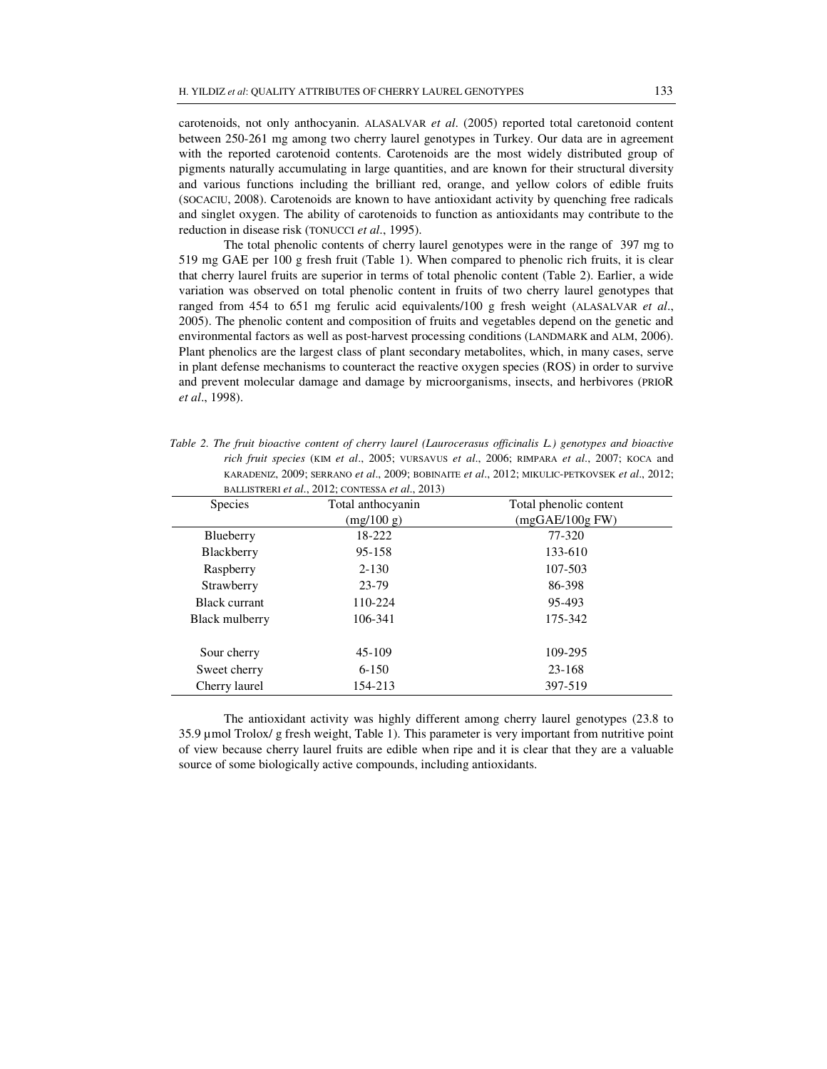carotenoids, not only anthocyanin. ALASALVAR *et al*. (2005) reported total caretonoid content between 250-261 mg among two cherry laurel genotypes in Turkey. Our data are in agreement with the reported carotenoid contents. Carotenoids are the most widely distributed group of pigments naturally accumulating in large quantities, and are known for their structural diversity and various functions including the brilliant red, orange, and yellow colors of edible fruits (SOCACIU, 2008). Carotenoids are known to have antioxidant activity by quenching free radicals and singlet oxygen. The ability of carotenoids to function as antioxidants may contribute to the reduction in disease risk (TONUCCI *et al*., 1995).

The total phenolic contents of cherry laurel genotypes were in the range of 397 mg to 519 mg GAE per 100 g fresh fruit (Table 1). When compared to phenolic rich fruits, it is clear that cherry laurel fruits are superior in terms of total phenolic content (Table 2). Earlier, a wide variation was observed on total phenolic content in fruits of two cherry laurel genotypes that ranged from 454 to 651 mg ferulic acid equivalents/100 g fresh weight (ALASALVAR *et al*., 2005). The phenolic content and composition of fruits and vegetables depend on the genetic and environmental factors as well as post-harvest processing conditions (LANDMARK and ALM, 2006). Plant phenolics are the largest class of plant secondary metabolites, which, in many cases, serve in plant defense mechanisms to counteract the reactive oxygen species (ROS) in order to survive and prevent molecular damage and damage by microorganisms, insects, and herbivores (PRIOR *et al*., 1998).

*Table 2. The fruit bioactive content of cherry laurel (Laurocerasus officinalis L.) genotypes and bioactive rich fruit species* (KIM *et al*., 2005; VURSAVUS *et al*., 2006; RIMPARA *et al*., 2007; KOCA and KARADENIZ, 2009; SERRANO *et al*., 2009; BOBINAITE *et al*., 2012; MIKULIC-PETKOVSEK *et al*., 2012; BALLISTRERI *et al*., 2012; CONTESSA *et al*., 2013)

| Species | Total anthocyanin (mg/100 g) | Total phenolic content (mgGAE/100g FW) |
|---|---|---|
| Blueberry | 18-222 | 77-320 |
| Blackberry | 95-158 | 133-610 |
| Raspberry | 2-130 | 107-503 |
| Strawberry | 23-79 | 86-398 |
| Black currant | 110-224 | 95-493 |
| Black mulberry | 106-341 | 175-342 |
| Sour cherry | 45-109 | 109-295 |
| Sweet cherry | 6-150 | 23-168 |
| Cherry laurel | 154-213 | 397-519 |

The antioxidant activity was highly different among cherry laurel genotypes (23.8 to 35.9 µmol Trolox/ g fresh weight, Table 1). This parameter is very important from nutritive point of view because cherry laurel fruits are edible when ripe and it is clear that they are a valuable source of some biologically active compounds, including antioxidants.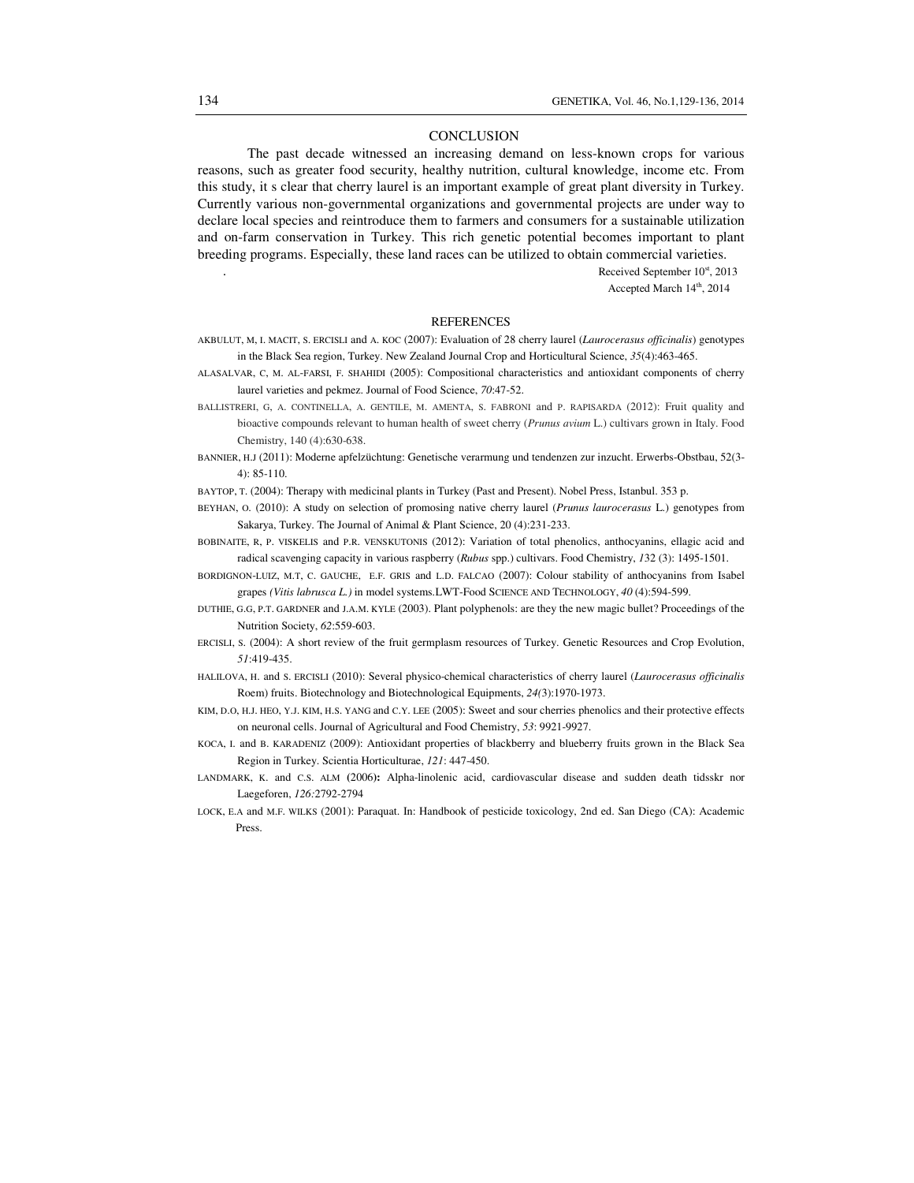## CONCLUSION

The past decade witnessed an increasing demand on less-known crops for various reasons, such as greater food security, healthy nutrition, cultural knowledge, income etc. From this study, it s clear that cherry laurel is an important example of great plant diversity in Turkey. Currently various non-governmental organizations and governmental projects are under way to declare local species and reintroduce them to farmers and consumers for a sustainable utilization and on-farm conservation in Turkey. This rich genetic potential becomes important to plant breeding programs. Especially, these land races can be utilized to obtain commercial varieties.

.

Received September 10st, 2013
Accepted March 14th, 2014

## REFERENCES

AKBULUT, M, I. MACIT, S. ERCISLI and A. KOC (2007): Evaluation of 28 cherry laurel (*Laurocerasus officinalis*) genotypes in the Black Sea region, Turkey. New Zealand Journal Crop and Horticultural Science, *35*(4):463-465.

ALASALVAR, C, M. AL-FARSI, F. SHAHIDI (2005): Compositional characteristics and antioxidant components of cherry laurel varieties and pekmez. Journal of Food Science, *70*:47-52.

BALLISTRERI, G, A. CONTINELLA, A. GENTILE, M. AMENTA, S. FABRONI and P. RAPISARDA (2012): Fruit quality and bioactive compounds relevant to human health of sweet cherry (*Prunus avium* L.) cultivars grown in Italy. Food Chemistry, 140 (4):630-638.

BANNIER, H.J (2011): Moderne apfelzüchtung: Genetische verarmung und tendenzen zur inzucht. Erwerbs-Obstbau, 52(3-4): 85-110.

BAYTOP, T. (2004): Therapy with medicinal plants in Turkey (Past and Present). Nobel Press, Istanbul. 353 p.

BEYHAN, O. (2010): A study on selection of promosing native cherry laurel (*Prunus laurocerasus* L.) genotypes from Sakarya, Turkey. The Journal of Animal & Plant Science, 20 (4):231-233.

BOBINAITE, R, P. VISKELIS and P.R. VENSKUTONIS (2012): Variation of total phenolics, anthocyanins, ellagic acid and radical scavenging capacity in various raspberry (*Rubus* spp.) cultivars. Food Chemistry, *1*32 (3): 1495-1501.

BORDIGNON-LUIZ, M.T, C. GAUCHE, E.F. GRIS and L.D. FALCAO (2007): Colour stability of anthocyanins from Isabel grapes *(Vitis labrusca L.)* in model systems.LWT-Food SCIENCE AND TECHNOLOGY, *40* (4):594-599.

DUTHIE, G.G, P.T. GARDNER and J.A.M. KYLE (2003). Plant polyphenols: are they the new magic bullet? Proceedings of the Nutrition Society, *62*:559-603.

ERCISLI, S. (2004): A short review of the fruit germplasm resources of Turkey. Genetic Resources and Crop Evolution, *51*:419-435.

HALILOVA, H. and S. ERCISLI (2010): Several physico-chemical characteristics of cherry laurel (*Laurocerasus officinalis* Roem) fruits. Biotechnology and Biotechnological Equipments, *24(*3):1970-1973.

KIM, D.O, H.J. HEO, Y.J. KIM, H.S. YANG and C.Y. LEE (2005): Sweet and sour cherries phenolics and their protective effects on neuronal cells. Journal of Agricultural and Food Chemistry, *53*: 9921-9927.

KOCA, I. and B. KARADENIZ (2009): Antioxidant properties of blackberry and blueberry fruits grown in the Black Sea Region in Turkey. Scientia Horticulturae, *121*: 447-450.

LANDMARK, K. and C.S. ALM **(**2006**):** Alpha-linolenic acid, cardiovascular disease and sudden death tidsskr nor Laegeforen, *126:*2792-2794

LOCK, E.A and M.F. WILKS (2001): Paraquat. In: Handbook of pesticide toxicology, 2nd ed. San Diego (CA): Academic Press.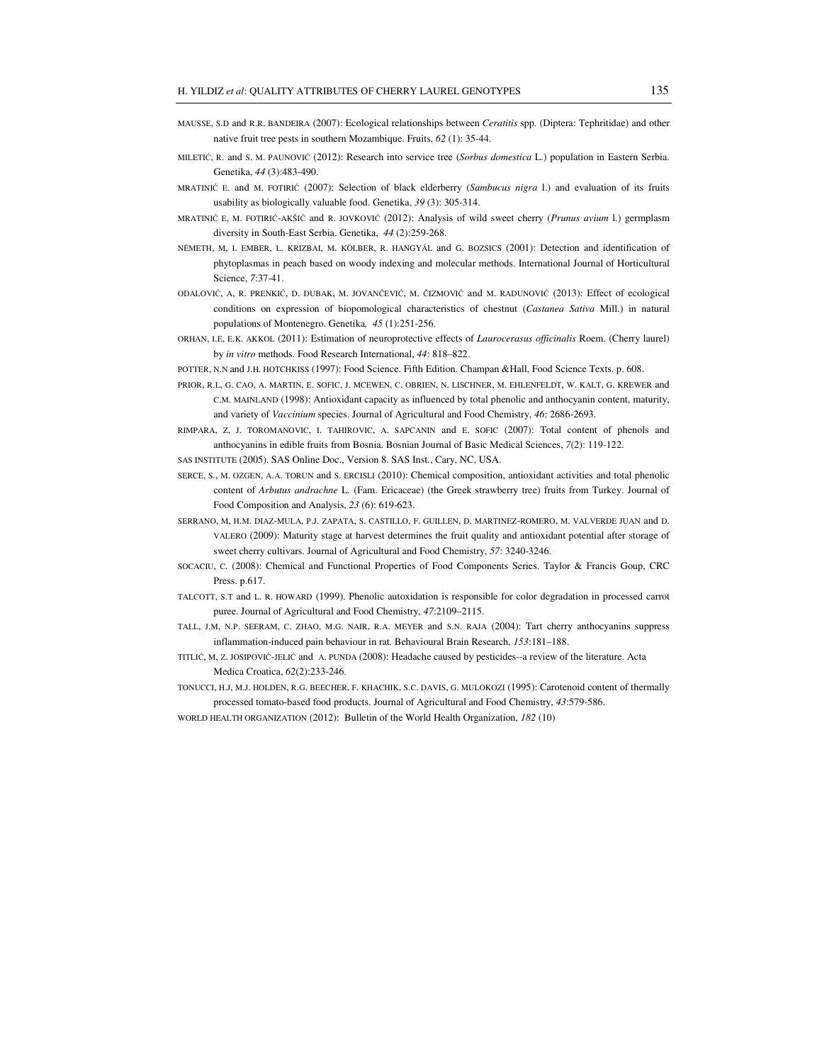MAUSSE, S.D and R.R. BANDEIRA (2007): Ecological relationships between *Ceratitis* spp. (Diptera: Tephritidae) and other native fruit tree pests in southern Mozambique. Fruits, *62* (1): 35-44.

MILETIĆ, R. and S. M. PAUNOVIĆ (2012): Research into service tree (*Sorbus domestica* L.) population in Eastern Serbia. Genetika, *44* (3):483-490.

MRATINIĆ E. and M. FOTIRIĆ (2007): Selection of black elderberry (*Sambucus nigra* l.) and evaluation of its fruits usability as biologically valuable food. Genetika, *39* (3): 305-314.

MRATINIĆ E, M. FOTIRIĆ-AKŠIĆ and R. JOVKOVIĆ (2012): Analysis of wild sweet cherry (*Prunus avium* l.) germplasm diversity in South-East Serbia. Genetika, *44* (2):259-268.

NÉMETH, M, I. EMBER, L. KRIZBAI, M. KÖLBER, R. HANGYÁL and G. BOZSICS (2001): Detection and identification of phytoplasmas in peach based on woody indexing and molecular methods. International Journal of Horticultural Science, *7*:37-41.

ODALOVIĆ, A, R. PRENKIĆ, D. DUBAK, M. JOVANČEVIĆ, M. ČIZMOVIĆ and M. RADUNOVIĆ (2013): Effect of ecological conditions on expression of biopomological characteristics of chestnut (*Castanea Sativa* Mill.) in natural populations of Montenegro. Genetika, *45* (1):251-256.

ORHAN, I.E, E.K. AKKOL (2011): Estimation of neuroprotective effects of *Laurocerasus officinalis* Roem. (Cherry laurel) by *in vitro* methods. Food Research International, *44*: 818–822.

POTTER, N.N and J.H. HOTCHKISS (1997): Food Science. Fifth Edition. Champan &Hall, Food Science Texts. p. 608.

PRIOR, R.L, G. CAO, A. MARTIN, E. SOFIC, J. MCEWEN, C. OBRIEN, N. LISCHNER, M. EHLENFELDT, W. KALT, G. KREWER and C.M. MAINLAND (1998): Antioxidant capacity as influenced by total phenolic and anthocyanin content, maturity, and variety of *Vaccinium* species. Journal of Agricultural and Food Chemistry, *46*: 2686-2693.

RIMPARA, Z, J. TOROMANOVIC, I. TAHIROVIC, A. SAPCANIN and E. SOFIC (2007): Total content of phenols and anthocyanins in edible fruits from Bosnia. Bosnian Journal of Basic Medical Sciences, *7*(2): 119-122.

SAS INSTITUTE (2005). SAS Online Doc., Version 8. SAS Inst., Cary, NC, USA.

SERCE, S., M. OZGEN, A.A. TORUN and S. ERCISLI (2010): Chemical composition, antioxidant activities and total phenolic content of *Arbutus andrachne* L. (Fam. Ericaceae) (the Greek strawberry tree) fruits from Turkey. Journal of Food Composition and Analysis, *23* (6): 619-623.

SERRANO, M, H.M. DIAZ-MULA, P.J. ZAPATA, S. CASTILLO, F. GUILLEN, D. MARTINEZ-ROMERO, M. VALVERDE JUAN and D. VALERO (2009): Maturity stage at harvest determines the fruit quality and antioxidant potential after storage of sweet cherry cultivars. Journal of Agricultural and Food Chemistry, *57*: 3240-3246.

SOCACIU, C. (2008): Chemical and Functional Properties of Food Components Series. Taylor & Francis Goup, CRC Press. p.617.

TALCOTT, S.T and L. R. HOWARD (1999). Phenolic autoxidation is responsible for color degradation in processed carrot puree. Journal of Agricultural and Food Chemistry, *47*:2109–2115.

TALL, J.M, N.P. SEERAM, C. ZHAO, M.G. NAIR, R.A. MEYER and S.N. RAJA (2004): Tart cherry anthocyanins suppress inflammation-induced pain behaviour in rat. Behavioural Brain Research, *153*:181–188.

TITLIĆ, M, Z. JOSIPOVIĆ-JELIĆ and A. PUNDA (2008): Headache caused by pesticides--a review of the literature. Acta Medica Croatica, *62*(2):233-246.

TONUCCI, H.J, M.J. HOLDEN, R.G. BEECHER, F. KHACHIK, S.C. DAVIS, G. MULOKOZI (1995): Carotenoid content of thermally processed tomato-based food products. Journal of Agricultural and Food Chemistry, *43*:579-586.

WORLD HEALTH ORGANIZATION (2012): Bulletin of the World Health Organization, *182* (10)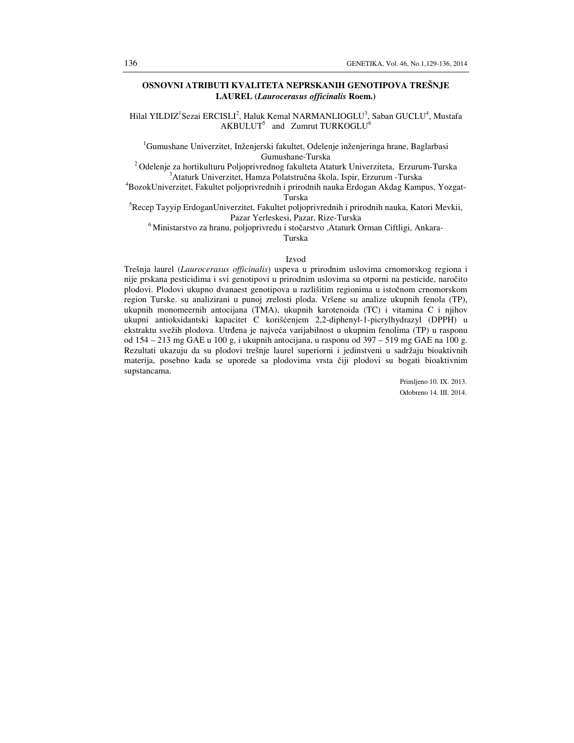# OSNOVNI ATRIBUTI KVALITETA NEPRSKANIH GENOTIPOVA TREŠNJE LAUREL (*Laurocerasus officinalis* Roem.)

Hilal YILDIZ[1] Sezai ERCISLI[2], Haluk Kemal NARMANLIOGLU[3], Saban GUCLU[4], Mustafa AKBULUT[5] and Zumrut TURKOGLU[6]

[1]Gumushane Univerzitet, Inženjerski fakultet, Odelenje inženjeringa hrane, Baglarbasi Gumushane-Turska

[2] Odelenje za hortikulturu Poljoprivrednog fakulteta Ataturk Univerziteta, Erzurum-Turska

[3]Ataturk Univerzitet, Hamza Polatstručna škola, Ispir, Erzurum -Turska

[4]BozokUniverzitet, Fakultet poljoprivrednih i prirodnih nauka Erdogan Akdag Kampus, Yozgat-Turska

[5]Recep Tayyip ErdoganUniverzitet, Fakultet poljoprivrednih i prirodnih nauka, Katori Mevkii, Pazar Yerleskesi, Pazar, Rize-Turska

[6] Ministarstvo za hranu, poljoprivredu i stočarstvo ,Ataturk Orman Ciftligi, Ankara-Turska

## Izvod

Trešnja laurel (*Laurocerasus officinalis*) uspeva u prirodnim uslovima crnomorskog regiona i nije prskana pesticidima i svi genotipovi u prirodnim uslovima su otporni na pesticide, naročito plodovi. Plodovi ukupno dvanaest genotipova u različitim regionima u istočnom crnomorskom region Turske. su analizirani u punoj zrelosti ploda. Vršene su analize ukupnih fenola (TP), ukupnih monomeernih antocijana (TMA), ukupnih karotenoida (TC) i vitamina C i njihov ukupni antioksidantski kapacitet C korišćenjem 2,2-diphenyl-1-picrylhydrazyl (DPPH) u ekstraktu svežih plodova. Utrđena je najveća varijabilnost u ukupnim fenolima (TP) u rasponu od 154 – 213 mg GAE u 100 g, i ukupnih antocijana, u rasponu od 397 – 519 mg GAE na 100 g. Rezultati ukazuju da su plodovi trešnje laurel superiorni i jedinstveni u sadržaju bioaktivnih materija, posebno kada se uporede sa plodovima vrsta čiji plodovi su bogati bioaktivnim supstancama.

Primljeno 10. IX. 2013.
Odobreno 14. III. 2014.